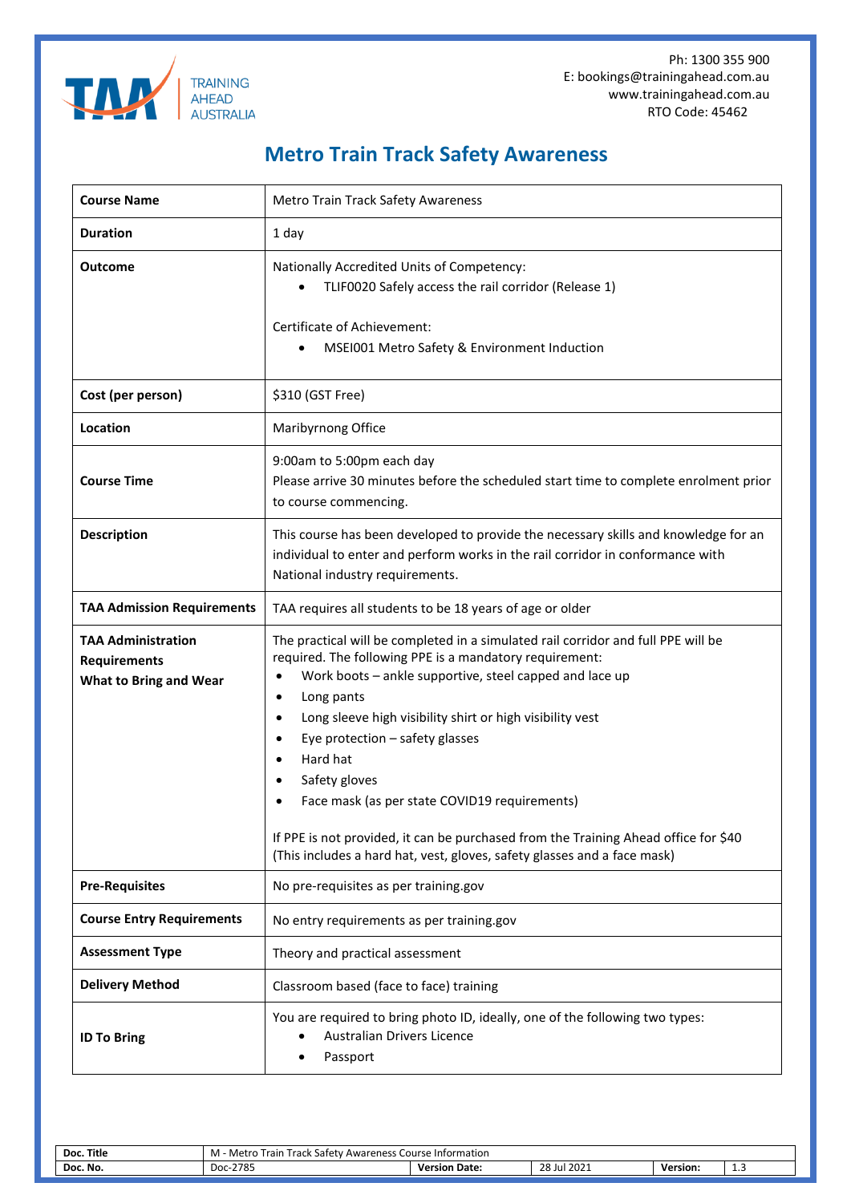TRAINING AHEAD AUSTRALIA

Ph: 1300 355 900
E: bookings@trainingahead.com.au
www.trainingahead.com.au
RTO Code: 45462

# Metro Train Track Safety Awareness

| | |
|---|---|
| **Course Name** | Metro Train Track Safety Awareness |
| **Duration** | 1 day |
| **Outcome** | Nationally Accredited Units of Competency:<br>• TLIF0020 Safely access the rail corridor (Release 1)<br><br>Certificate of Achievement:<br>• MSEI001 Metro Safety & Environment Induction |
| **Cost (per person)** | $310 (GST Free) |
| **Location** | Maribyrnong Office |
| **Course Time** | 9:00am to 5:00pm each day<br>Please arrive 30 minutes before the scheduled start time to complete enrolment prior to course commencing. |
| **Description** | This course has been developed to provide the necessary skills and knowledge for an individual to enter and perform works in the rail corridor in conformance with National industry requirements. |
| **TAA Admission Requirements** | TAA requires all students to be 18 years of age or older |
| **TAA Administration Requirements**<br>**What to Bring and Wear** | The practical will be completed in a simulated rail corridor and full PPE will be required. The following PPE is a mandatory requirement:<br>• Work boots – ankle supportive, steel capped and lace up<br>• Long pants<br>• Long sleeve high visibility shirt or high visibility vest<br>• Eye protection – safety glasses<br>• Hard hat<br>• Safety gloves<br>• Face mask (as per state COVID19 requirements)<br><br>If PPE is not provided, it can be purchased from the Training Ahead office for $40 (This includes a hard hat, vest, gloves, safety glasses and a face mask) |
| **Pre-Requisites** | No pre-requisites as per training.gov |
| **Course Entry Requirements** | No entry requirements as per training.gov |
| **Assessment Type** | Theory and practical assessment |
| **Delivery Method** | Classroom based (face to face) training |
| **ID To Bring** | You are required to bring photo ID, ideally, one of the following two types:<br>• Australian Drivers Licence<br>• Passport |

| | | | | | |
|---|---|---|---|---|---|
| **Doc. Title** | M - Metro Train Track Safety Awareness Course Information | | | | |
| **Doc. No.** | Doc-2785 | **Version Date:** | 28 Jul 2021 | **Version:** | 1.3 |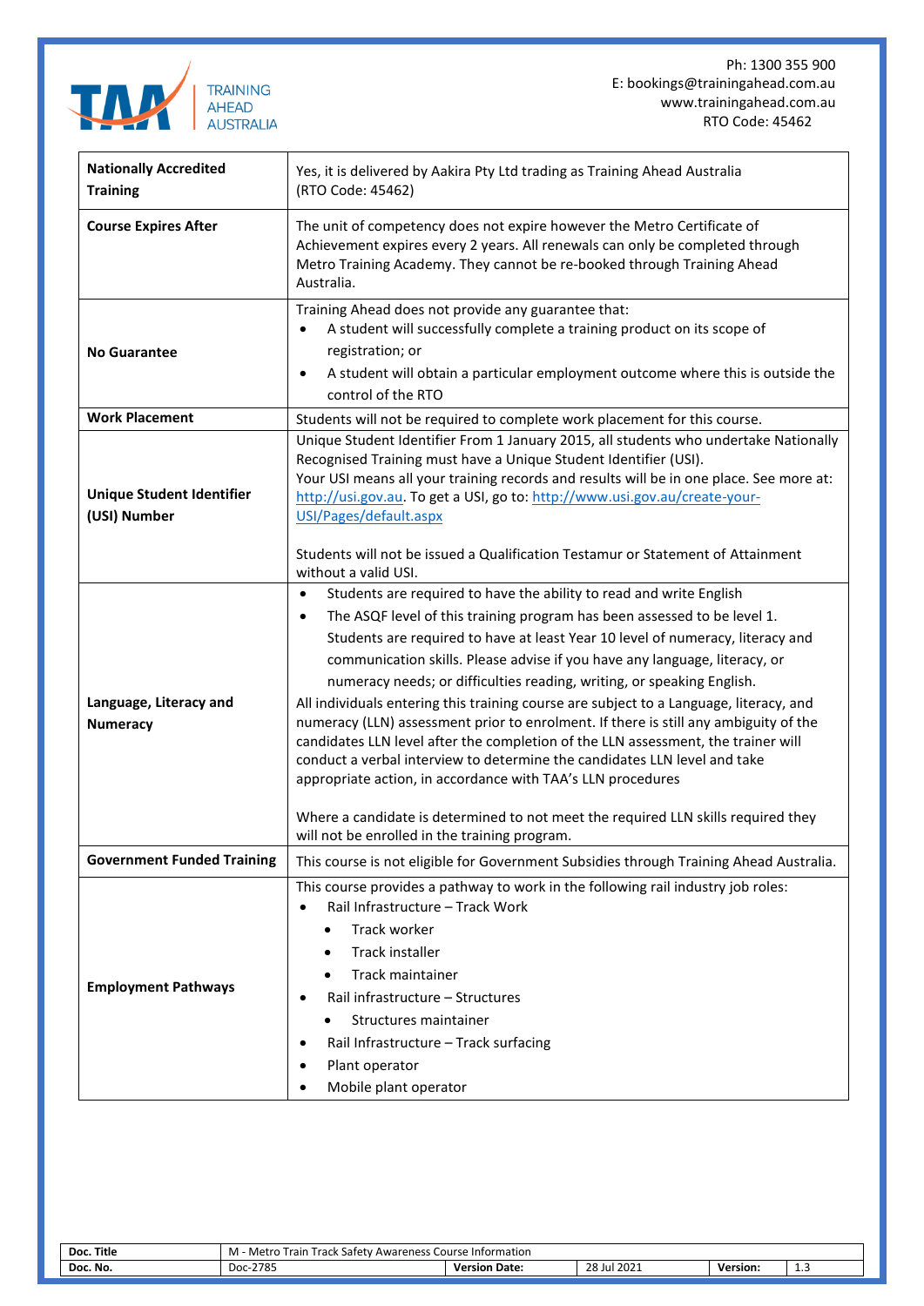Ph: 1300 355 900
E: bookings@trainingahead.com.au
www.trainingahead.com.au
RTO Code: 45462

| | |
|---|---|
| **Nationally Accredited Training** | Yes, it is delivered by Aakira Pty Ltd trading as Training Ahead Australia (RTO Code: 45462) |
| **Course Expires After** | The unit of competency does not expire however the Metro Certificate of Achievement expires every 2 years. All renewals can only be completed through Metro Training Academy. They cannot be re-booked through Training Ahead Australia. |
| **No Guarantee** | Training Ahead does not provide any guarantee that:<br>• A student will successfully complete a training product on its scope of registration; or<br>• A student will obtain a particular employment outcome where this is outside the control of the RTO |
| **Work Placement** | Students will not be required to complete work placement for this course. |
| **Unique Student Identifier (USI) Number** | Unique Student Identifier From 1 January 2015, all students who undertake Nationally Recognised Training must have a Unique Student Identifier (USI).<br>Your USI means all your training records and results will be in one place. See more at: http://usi.gov.au. To get a USI, go to: http://www.usi.gov.au/create-your-USI/Pages/default.aspx<br><br>Students will not be issued a Qualification Testamur or Statement of Attainment without a valid USI. |
| **Language, Literacy and Numeracy** | • Students are required to have the ability to read and write English<br>• The ASQF level of this training program has been assessed to be level 1. Students are required to have at least Year 10 level of numeracy, literacy and communication skills. Please advise if you have any language, literacy, or numeracy needs; or difficulties reading, writing, or speaking English.<br>All individuals entering this training course are subject to a Language, literacy, and numeracy (LLN) assessment prior to enrolment. If there is still any ambiguity of the candidates LLN level after the completion of the LLN assessment, the trainer will conduct a verbal interview to determine the candidates LLN level and take appropriate action, in accordance with TAA's LLN procedures<br><br>Where a candidate is determined to not meet the required LLN skills required they will not be enrolled in the training program. |
| **Government Funded Training** | This course is not eligible for Government Subsidies through Training Ahead Australia. |
| **Employment Pathways** | This course provides a pathway to work in the following rail industry job roles:<br>• Rail Infrastructure – Track Work<br>&nbsp;&nbsp;◦ Track worker<br>&nbsp;&nbsp;◦ Track installer<br>&nbsp;&nbsp;◦ Track maintainer<br>• Rail infrastructure – Structures<br>&nbsp;&nbsp;◦ Structures maintainer<br>• Rail Infrastructure – Track surfacing<br>• Plant operator<br>• Mobile plant operator |

| | | | | | |
|---|---|---|---|---|---|
| **Doc. Title** | M - Metro Train Track Safety Awareness Course Information | | | | |
| **Doc. No.** | Doc-2785 | **Version Date:** | 28 Jul 2021 | **Version:** | 1.3 |